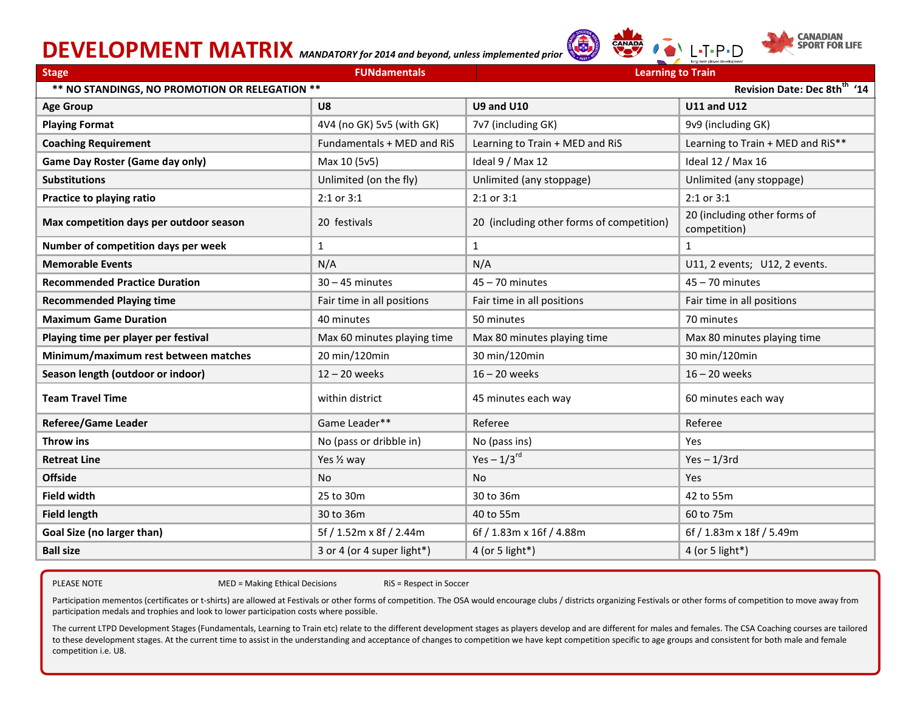# DEVELOPMENT MATRIX *MANDATORY for 2014 and beyond, unless implemented prior*

| Stage | FUNdamentals | Learning to Train | |
|---|---|---|---|
| ** NO STANDINGS, NO PROMOTION OR RELEGATION ** | | | Revision Date: Dec 8th '14 |
| **Age Group** | **U8** | **U9 and U10** | **U11 and U12** |
| **Playing Format** | 4V4 (no GK) 5v5 (with GK) | 7v7 (including GK) | 9v9 (including GK) |
| **Coaching Requirement** | Fundamentals + MED and RiS | Learning to Train + MED and RiS | Learning to Train + MED and RiS** |
| **Game Day Roster (Game day only)** | Max 10 (5v5) | Ideal 9 / Max 12 | Ideal 12 / Max 16 |
| **Substitutions** | Unlimited (on the fly) | Unlimited (any stoppage) | Unlimited (any stoppage) |
| **Practice to playing ratio** | 2:1 or 3:1 | 2:1 or 3:1 | 2:1 or 3:1 |
| **Max competition days per outdoor season** | 20 festivals | 20 (including other forms of competition) | 20 (including other forms of competition) |
| **Number of competition days per week** | 1 | 1 | 1 |
| **Memorable Events** | N/A | N/A | U11, 2 events; U12, 2 events. |
| **Recommended Practice Duration** | 30 – 45 minutes | 45 – 70 minutes | 45 – 70 minutes |
| **Recommended Playing time** | Fair time in all positions | Fair time in all positions | Fair time in all positions |
| **Maximum Game Duration** | 40 minutes | 50 minutes | 70 minutes |
| **Playing time per player per festival** | Max 60 minutes playing time | Max 80 minutes playing time | Max 80 minutes playing time |
| **Minimum/maximum rest between matches** | 20 min/120min | 30 min/120min | 30 min/120min |
| **Season length (outdoor or indoor)** | 12 – 20 weeks | 16 – 20 weeks | 16 – 20 weeks |
| **Team Travel Time** | within district | 45 minutes each way | 60 minutes each way |
| **Referee/Game Leader** | Game Leader** | Referee | Referee |
| **Throw ins** | No (pass or dribble in) | No (pass ins) | Yes |
| **Retreat Line** | Yes ½ way | Yes – 1/3rd | Yes – 1/3rd |
| **Offside** | No | No | Yes |
| **Field width** | 25 to 30m | 30 to 36m | 42 to 55m |
| **Field length** | 30 to 36m | 40 to 55m | 60 to 75m |
| **Goal Size (no larger than)** | 5f / 1.52m x 8f / 2.44m | 6f / 1.83m x 16f / 4.88m | 6f / 1.83m x 18f / 5.49m |
| **Ball size** | 3 or 4 (or 4 super light*) | 4 (or 5 light*) | 4 (or 5 light*) |

PLEASE NOTE MED = Making Ethical Decisions RiS = Respect in Soccer

Participation mementos (certificates or t-shirts) are allowed at Festivals or other forms of competition. The OSA would encourage clubs / districts organizing Festivals or other forms of competition to move away from participation medals and trophies and look to lower participation costs where possible.

The current LTPD Development Stages (Fundamentals, Learning to Train etc) relate to the different development stages as players develop and are different for males and females. The CSA Coaching courses are tailored to these development stages. At the current time to assist in the understanding and acceptance of changes to competition we have kept competition specific to age groups and consistent for both male and female competition i.e. U8.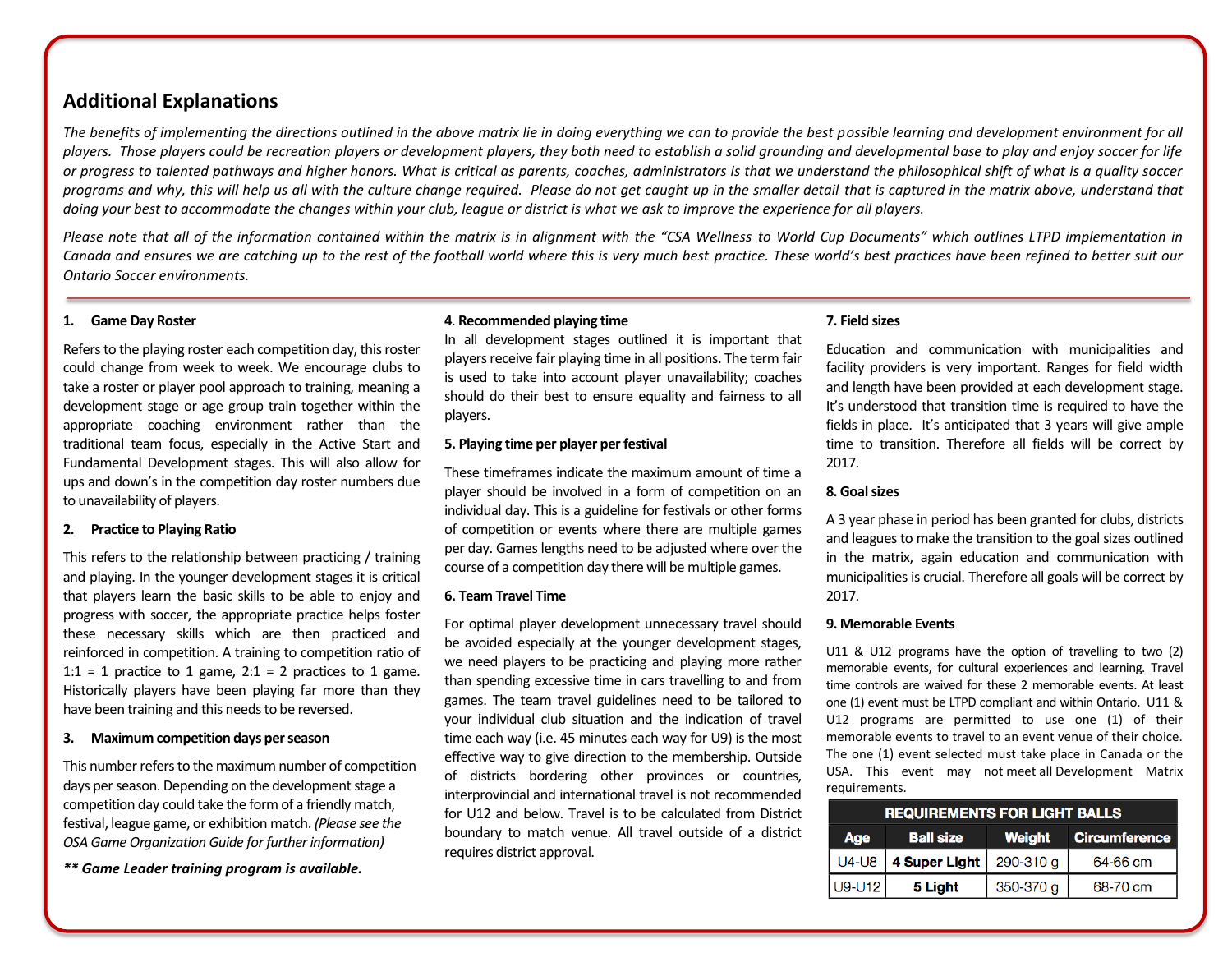## Additional Explanations

*The benefits of implementing the directions outlined in the above matrix lie in doing everything we can to provide the best possible learning and development environment for all players. Those players could be recreation players or development players, they both need to establish a solid grounding and developmental base to play and enjoy soccer for life or progress to talented pathways and higher honors. What is critical as parents, coaches, administrators is that we understand the philosophical shift of what is a quality soccer programs and why, this will help us all with the culture change required. Please do not get caught up in the smaller detail that is captured in the matrix above, understand that doing your best to accommodate the changes within your club, league or district is what we ask to improve the experience for all players.*

*Please note that all of the information contained within the matrix is in alignment with the "CSA Wellness to World Cup Documents" which outlines LTPD implementation in Canada and ensures we are catching up to the rest of the football world where this is very much best practice. These world's best practices have been refined to better suit our Ontario Soccer environments.*

**1. Game Day Roster**

Refers to the playing roster each competition day, this roster could change from week to week. We encourage clubs to take a roster or player pool approach to training, meaning a development stage or age group train together within the appropriate coaching environment rather than the traditional team focus, especially in the Active Start and Fundamental Development stages. This will also allow for ups and down's in the competition day roster numbers due to unavailability of players.

**2. Practice to Playing Ratio**

This refers to the relationship between practicing / training and playing. In the younger development stages it is critical that players learn the basic skills to be able to enjoy and progress with soccer, the appropriate practice helps foster these necessary skills which are then practiced and reinforced in competition. A training to competition ratio of 1:1 = 1 practice to 1 game, 2:1 = 2 practices to 1 game. Historically players have been playing far more than they have been training and this needs to be reversed.

**3. Maximum competition days per season**

This number refers to the maximum number of competition days per season. Depending on the development stage a competition day could take the form of a friendly match, festival, league game, or exhibition match. *(Please see the OSA Game Organization Guide for further information)*

***** Game Leader training program is available.***

**4. Recommended playing time**

In all development stages outlined it is important that players receive fair playing time in all positions. The term fair is used to take into account player unavailability; coaches should do their best to ensure equality and fairness to all players.

**5. Playing time per player per festival**

These timeframes indicate the maximum amount of time a player should be involved in a form of competition on an individual day. This is a guideline for festivals or other forms of competition or events where there are multiple games per day. Games lengths need to be adjusted where over the course of a competition day there will be multiple games.

**6. Team Travel Time**

For optimal player development unnecessary travel should be avoided especially at the younger development stages, we need players to be practicing and playing more rather than spending excessive time in cars travelling to and from games. The team travel guidelines need to be tailored to your individual club situation and the indication of travel time each way (i.e. 45 minutes each way for U9) is the most effective way to give direction to the membership. Outside of districts bordering other provinces or countries, interprovincial and international travel is not recommended for U12 and below. Travel is to be calculated from District boundary to match venue. All travel outside of a district requires district approval.

**7. Field sizes**

Education and communication with municipalities and facility providers is very important. Ranges for field width and length have been provided at each development stage. It's understood that transition time is required to have the fields in place. It's anticipated that 3 years will give ample time to transition. Therefore all fields will be correct by 2017.

**8. Goal sizes**

A 3 year phase in period has been granted for clubs, districts and leagues to make the transition to the goal sizes outlined in the matrix, again education and communication with municipalities is crucial. Therefore all goals will be correct by 2017.

**9. Memorable Events**

U11 & U12 programs have the option of travelling to two (2) memorable events, for cultural experiences and learning. Travel time controls are waived for these 2 memorable events. At least one (1) event must be LTPD compliant and within Ontario. U11 & U12 programs are permitted to use one (1) of their memorable events to travel to an event venue of their choice. The one (1) event selected must take place in Canada or the USA. This event may not meet all Development Matrix requirements.

| REQUIREMENTS FOR LIGHT BALLS | | | |
|---|---|---|---|
| **Age** | **Ball size** | **Weight** | **Circumference** |
| U4-U8 | **4 Super Light** | 290-310 g | 64-66 cm |
| U9-U12 | **5 Light** | 350-370 g | 68-70 cm |